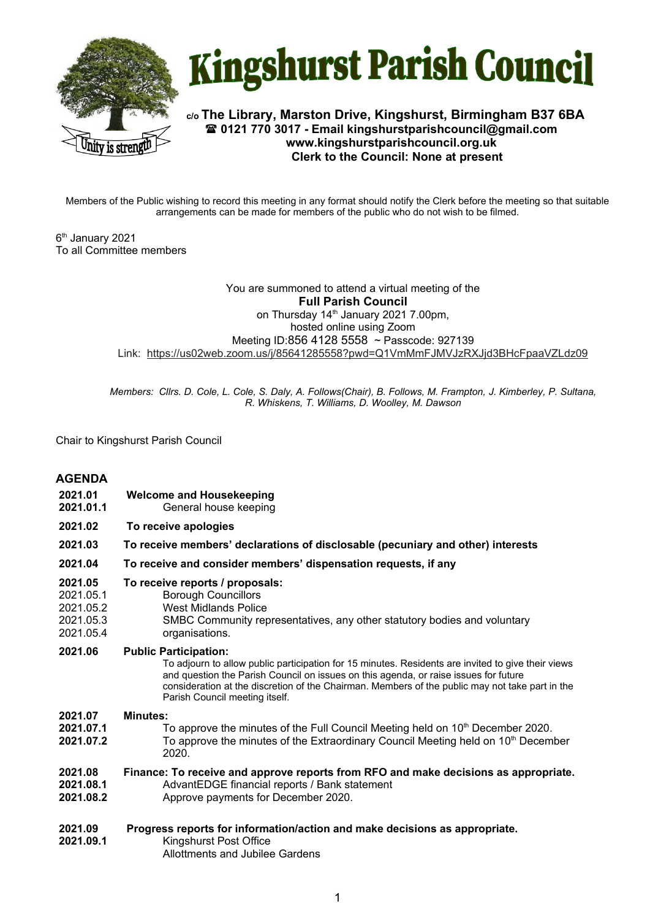# Kingshurst Parish Council

**c/o The Library, Marston Drive, Kingshurst, Birmingham B37 6BA**
**☎ 0121 770 3017 - Email kingshurstparishcouncil@gmail.com**
**www.kingshurstparishcouncil.org.uk**
**Clerk to the Council: None at present**

Members of the Public wishing to record this meeting in any format should notify the Clerk before the meeting so that suitable arrangements can be made for members of the public who do not wish to be filmed.

6th January 2021
To all Committee members

You are summoned to attend a virtual meeting of the
**Full Parish Council**
on Thursday 14th January 2021 7.00pm,
hosted online using Zoom
Meeting ID:856 4128 5558 ~ Passcode: 927139
Link: https://us02web.zoom.us/j/85641285558?pwd=Q1VmMmFJMVJzRXJjd3BHcFpaaVZLdz09

*Members: Cllrs. D. Cole, L. Cole, S. Daly, A. Follows(Chair), B. Follows, M. Frampton, J. Kimberley, P. Sultana, R. Whiskens, T. Williams, D. Woolley, M. Dawson*

Chair to Kingshurst Parish Council

## AGENDA

**2021.01** **Welcome and Housekeeping**
**2021.01.1** General house keeping

**2021.02** **To receive apologies**

**2021.03** **To receive members' declarations of disclosable (pecuniary and other) interests**

**2021.04** **To receive and consider members' dispensation requests, if any**

**2021.05** **To receive reports / proposals:**
2021.05.1 Borough Councillors
2021.05.2 West Midlands Police
2021.05.3 SMBC Community representatives, any other statutory bodies and voluntary
2021.05.4 organisations.

**2021.06** **Public Participation:**
To adjourn to allow public participation for 15 minutes. Residents are invited to give their views and question the Parish Council on issues on this agenda, or raise issues for future consideration at the discretion of the Chairman. Members of the public may not take part in the Parish Council meeting itself.

**2021.07** **Minutes:**
**2021.07.1** To approve the minutes of the Full Council Meeting held on 10th December 2020.
**2021.07.2** To approve the minutes of the Extraordinary Council Meeting held on 10th December 2020.

**2021.08** **Finance: To receive and approve reports from RFO and make decisions as appropriate.**
**2021.08.1** AdvantEDGE financial reports / Bank statement
**2021.08.2** Approve payments for December 2020.

**2021.09** **Progress reports for information/action and make decisions as appropriate.**
**2021.09.1** Kingshurst Post Office
Allottments and Jubilee Gardens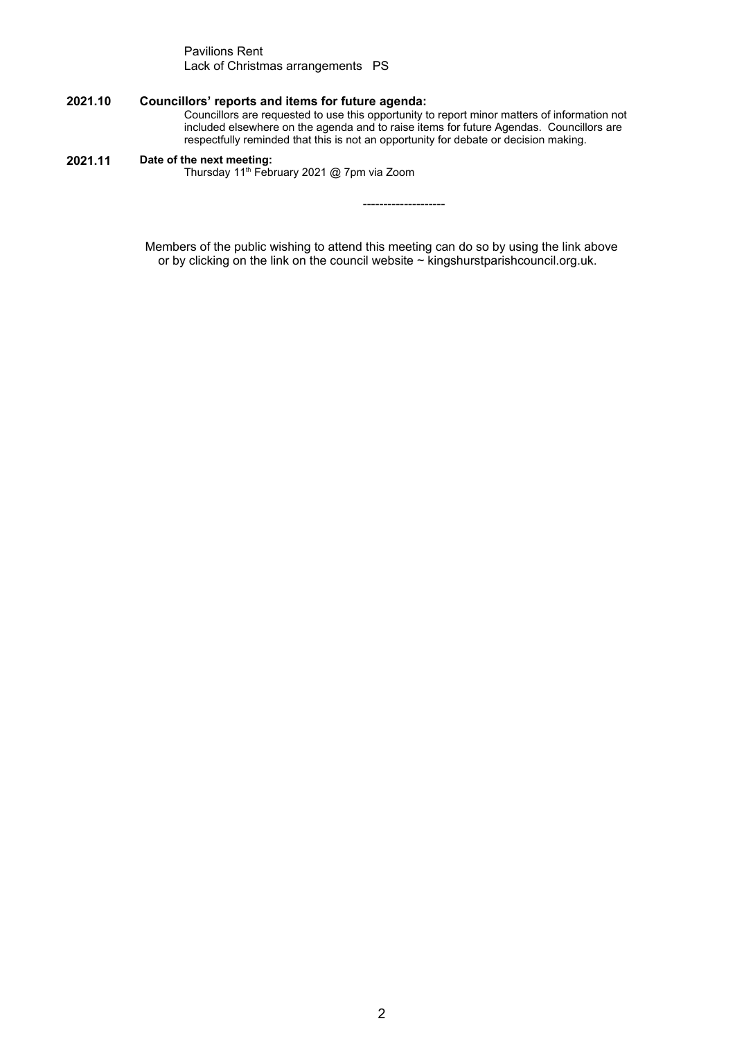Pavilions Rent
Lack of Christmas arrangements PS

**2021.10 Councillors' reports and items for future agenda:**

Councillors are requested to use this opportunity to report minor matters of information not included elsewhere on the agenda and to raise items for future Agendas. Councillors are respectfully reminded that this is not an opportunity for debate or decision making.

**2021.11 Date of the next meeting:**

Thursday 11th February 2021 @ 7pm via Zoom

--------------------

Members of the public wishing to attend this meeting can do so by using the link above or by clicking on the link on the council website ~ kingshurstparishcouncil.org.uk.